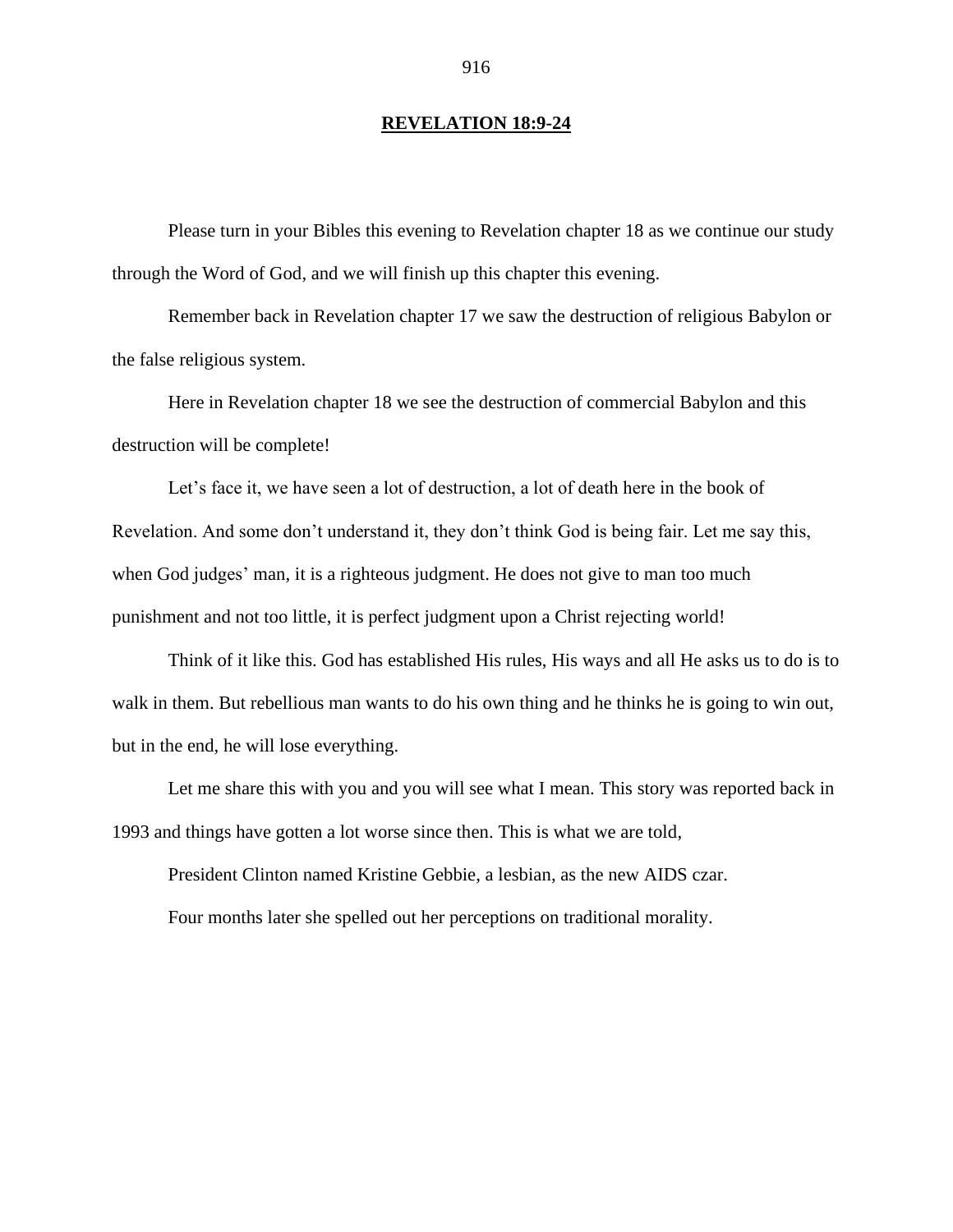# REVELATION 18:9-24

Please turn in your Bibles this evening to Revelation chapter 18 as we continue our study through the Word of God, and we will finish up this chapter this evening.

Remember back in Revelation chapter 17 we saw the destruction of religious Babylon or the false religious system.

Here in Revelation chapter 18 we see the destruction of commercial Babylon and this destruction will be complete!

Let's face it, we have seen a lot of destruction, a lot of death here in the book of Revelation. And some don't understand it, they don't think God is being fair. Let me say this, when God judges' man, it is a righteous judgment. He does not give to man too much punishment and not too little, it is perfect judgment upon a Christ rejecting world!

Think of it like this. God has established His rules, His ways and all He asks us to do is to walk in them. But rebellious man wants to do his own thing and he thinks he is going to win out, but in the end, he will lose everything.

Let me share this with you and you will see what I mean. This story was reported back in 1993 and things have gotten a lot worse since then. This is what we are told,

President Clinton named Kristine Gebbie, a lesbian, as the new AIDS czar.

Four months later she spelled out her perceptions on traditional morality.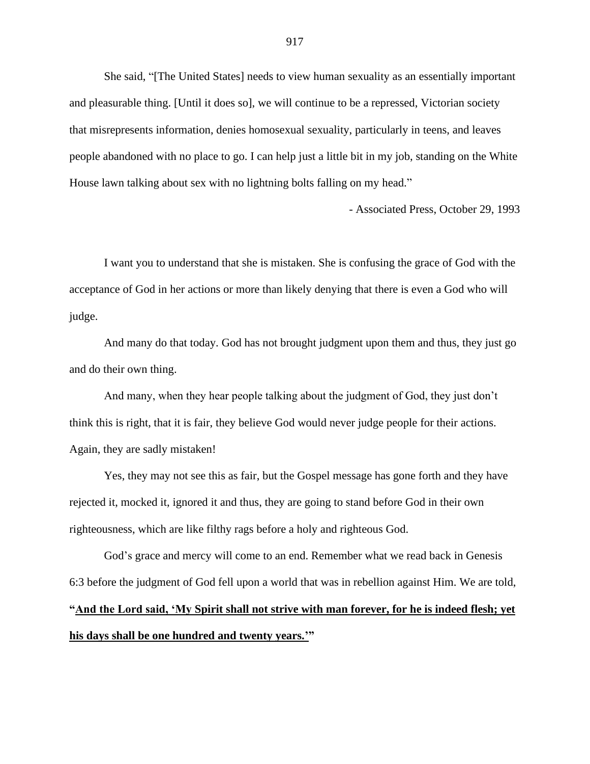She said, "[The United States] needs to view human sexuality as an essentially important and pleasurable thing. [Until it does so], we will continue to be a repressed, Victorian society that misrepresents information, denies homosexual sexuality, particularly in teens, and leaves people abandoned with no place to go. I can help just a little bit in my job, standing on the White House lawn talking about sex with no lightning bolts falling on my head."

- Associated Press, October 29, 1993

I want you to understand that she is mistaken. She is confusing the grace of God with the acceptance of God in her actions or more than likely denying that there is even a God who will judge.

And many do that today. God has not brought judgment upon them and thus, they just go and do their own thing.

And many, when they hear people talking about the judgment of God, they just don't think this is right, that it is fair, they believe God would never judge people for their actions. Again, they are sadly mistaken!

Yes, they may not see this as fair, but the Gospel message has gone forth and they have rejected it, mocked it, ignored it and thus, they are going to stand before God in their own righteousness, which are like filthy rags before a holy and righteous God.

God's grace and mercy will come to an end. Remember what we read back in Genesis 6:3 before the judgment of God fell upon a world that was in rebellion against Him. We are told, **"<u>And the Lord said, 'My Spirit shall not strive with man forever, for he is indeed flesh; yet his days shall be one hundred and twenty years.'</u>"**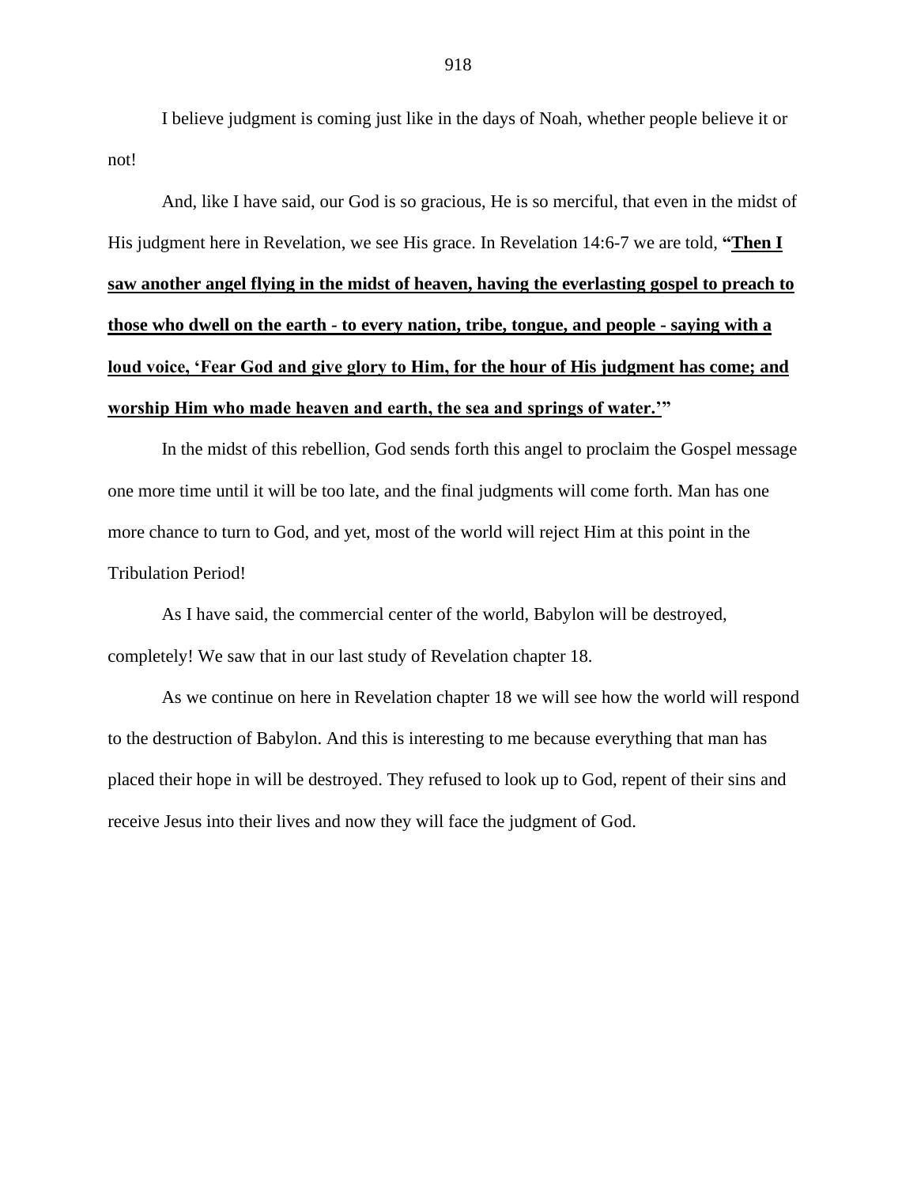I believe judgment is coming just like in the days of Noah, whether people believe it or not!

And, like I have said, our God is so gracious, He is so merciful, that even in the midst of His judgment here in Revelation, we see His grace. In Revelation 14:6-7 we are told, **"Then I saw another angel flying in the midst of heaven, having the everlasting gospel to preach to those who dwell on the earth - to every nation, tribe, tongue, and people - saying with a loud voice, 'Fear God and give glory to Him, for the hour of His judgment has come; and worship Him who made heaven and earth, the sea and springs of water.'"**

In the midst of this rebellion, God sends forth this angel to proclaim the Gospel message one more time until it will be too late, and the final judgments will come forth. Man has one more chance to turn to God, and yet, most of the world will reject Him at this point in the Tribulation Period!

As I have said, the commercial center of the world, Babylon will be destroyed, completely! We saw that in our last study of Revelation chapter 18.

As we continue on here in Revelation chapter 18 we will see how the world will respond to the destruction of Babylon. And this is interesting to me because everything that man has placed their hope in will be destroyed. They refused to look up to God, repent of their sins and receive Jesus into their lives and now they will face the judgment of God.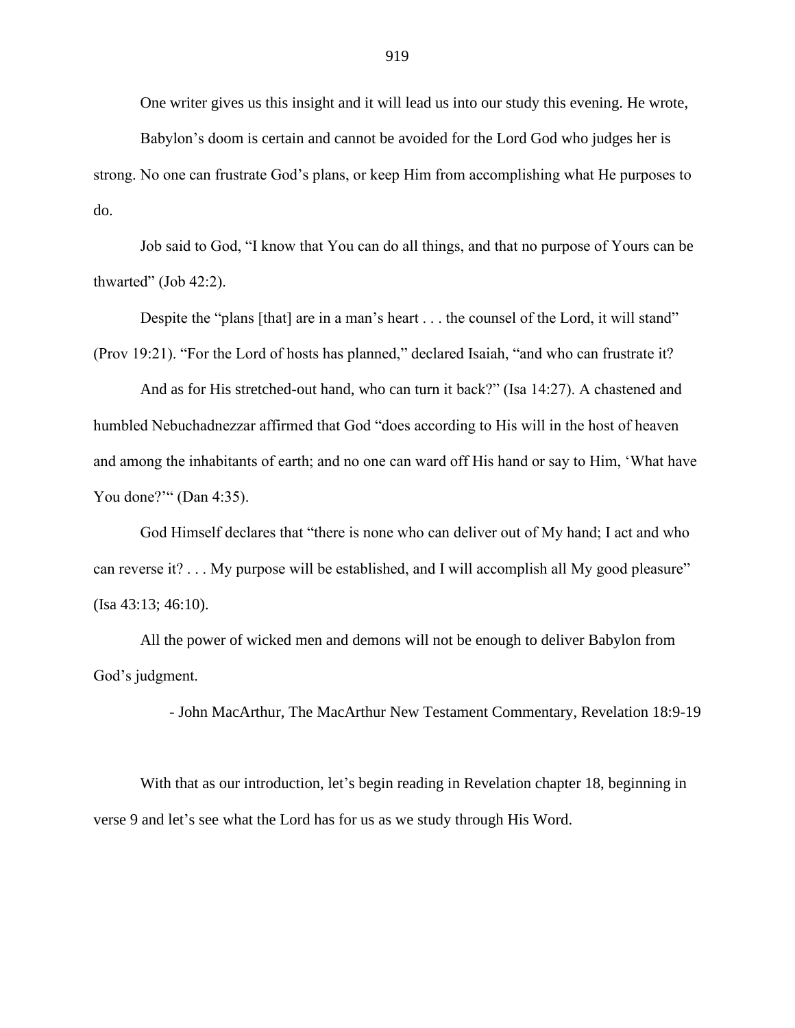One writer gives us this insight and it will lead us into our study this evening. He wrote,

Babylon's doom is certain and cannot be avoided for the Lord God who judges her is strong. No one can frustrate God's plans, or keep Him from accomplishing what He purposes to do.

Job said to God, "I know that You can do all things, and that no purpose of Yours can be thwarted" (Job 42:2).

Despite the "plans [that] are in a man's heart . . . the counsel of the Lord, it will stand" (Prov 19:21). "For the Lord of hosts has planned," declared Isaiah, "and who can frustrate it?

And as for His stretched-out hand, who can turn it back?" (Isa 14:27). A chastened and humbled Nebuchadnezzar affirmed that God "does according to His will in the host of heaven and among the inhabitants of earth; and no one can ward off His hand or say to Him, 'What have You done?'" (Dan 4:35).

God Himself declares that "there is none who can deliver out of My hand; I act and who can reverse it? . . . My purpose will be established, and I will accomplish all My good pleasure" (Isa 43:13; 46:10).

All the power of wicked men and demons will not be enough to deliver Babylon from God's judgment.

- John MacArthur, The MacArthur New Testament Commentary, Revelation 18:9-19

With that as our introduction, let's begin reading in Revelation chapter 18, beginning in verse 9 and let's see what the Lord has for us as we study through His Word.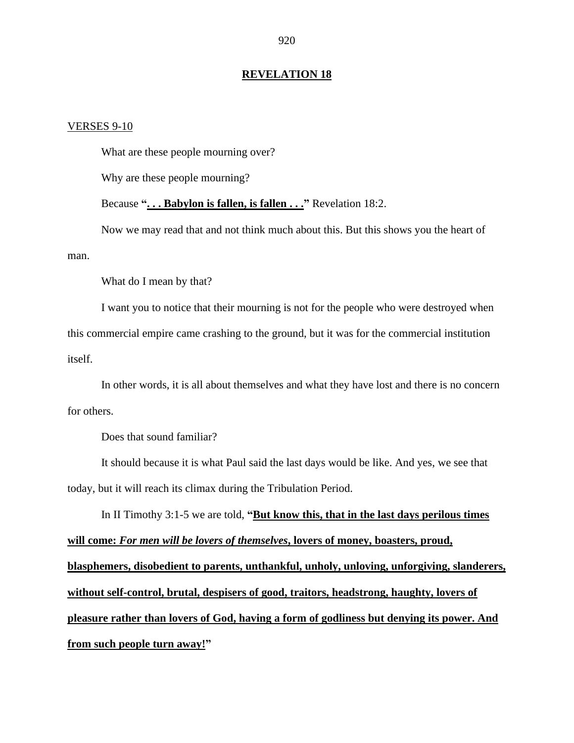# REVELATION 18

VERSES 9-10

What are these people mourning over?

Why are these people mourning?

Because **"<u>. . . Babylon is fallen, is fallen . . .</u>"** Revelation 18:2.

Now we may read that and not think much about this. But this shows you the heart of man.

What do I mean by that?

I want you to notice that their mourning is not for the people who were destroyed when this commercial empire came crashing to the ground, but it was for the commercial institution itself.

In other words, it is all about themselves and what they have lost and there is no concern for others.

Does that sound familiar?

It should because it is what Paul said the last days would be like. And yes, we see that today, but it will reach its climax during the Tribulation Period.

In II Timothy 3:1-5 we are told, **"<u>But know this, that in the last days perilous times will come: *For men will be lovers of themselves*, lovers of money, boasters, proud, blasphemers, disobedient to parents, unthankful, unholy, unloving, unforgiving, slanderers, without self-control, brutal, despisers of good, traitors, headstrong, haughty, lovers of pleasure rather than lovers of God, having a form of godliness but denying its power. And from such people turn away!</u>"**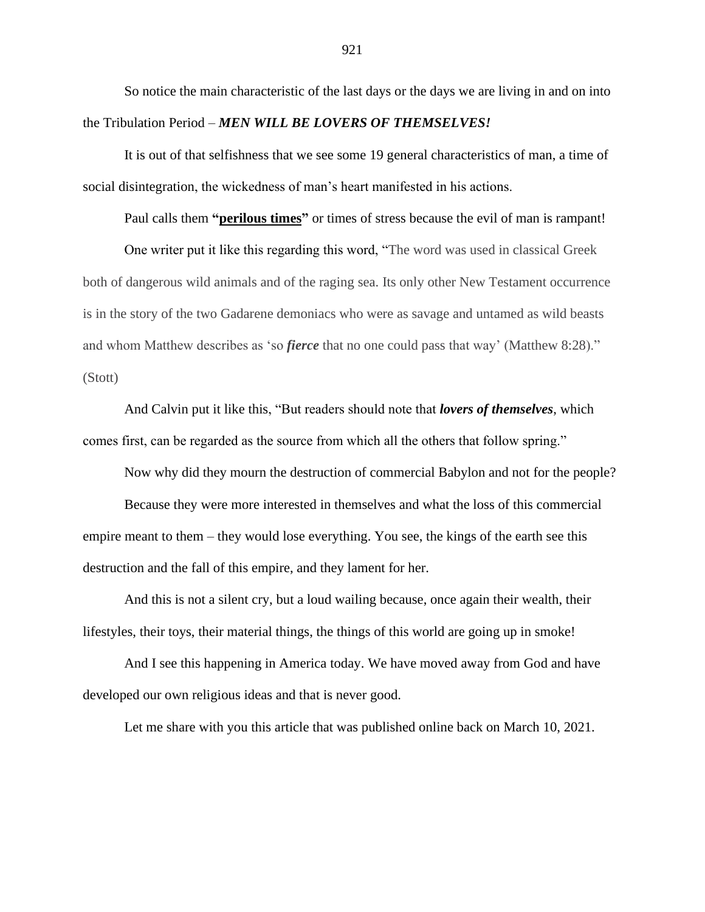So notice the main characteristic of the last days or the days we are living in and on into the Tribulation Period – ***MEN WILL BE LOVERS OF THEMSELVES!***

It is out of that selfishness that we see some 19 general characteristics of man, a time of social disintegration, the wickedness of man's heart manifested in his actions.

Paul calls them **"<u>perilous times</u>"** or times of stress because the evil of man is rampant!

One writer put it like this regarding this word, "The word was used in classical Greek both of dangerous wild animals and of the raging sea. Its only other New Testament occurrence is in the story of the two Gadarene demoniacs who were as savage and untamed as wild beasts and whom Matthew describes as 'so ***fierce*** that no one could pass that way' (Matthew 8:28)." (Stott)

And Calvin put it like this, "But readers should note that ***lovers of themselves***, which comes first, can be regarded as the source from which all the others that follow spring."

Now why did they mourn the destruction of commercial Babylon and not for the people?

Because they were more interested in themselves and what the loss of this commercial empire meant to them – they would lose everything. You see, the kings of the earth see this destruction and the fall of this empire, and they lament for her.

And this is not a silent cry, but a loud wailing because, once again their wealth, their lifestyles, their toys, their material things, the things of this world are going up in smoke!

And I see this happening in America today. We have moved away from God and have developed our own religious ideas and that is never good.

Let me share with you this article that was published online back on March 10, 2021.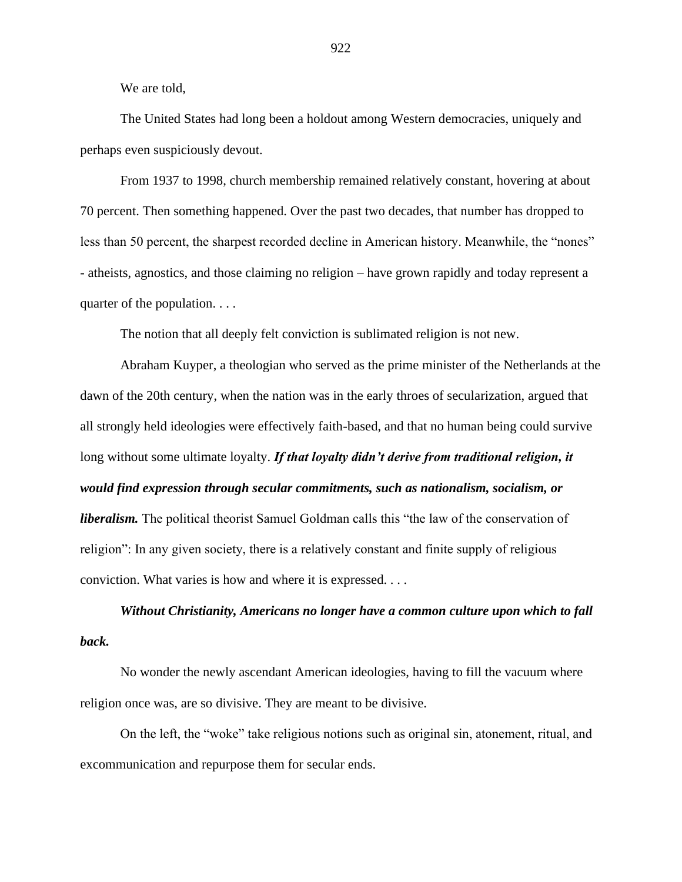We are told,

The United States had long been a holdout among Western democracies, uniquely and perhaps even suspiciously devout.

From 1937 to 1998, church membership remained relatively constant, hovering at about 70 percent. Then something happened. Over the past two decades, that number has dropped to less than 50 percent, the sharpest recorded decline in American history. Meanwhile, the "nones" - atheists, agnostics, and those claiming no religion – have grown rapidly and today represent a quarter of the population. . . .

The notion that all deeply felt conviction is sublimated religion is not new.

Abraham Kuyper, a theologian who served as the prime minister of the Netherlands at the dawn of the 20th century, when the nation was in the early throes of secularization, argued that all strongly held ideologies were effectively faith-based, and that no human being could survive long without some ultimate loyalty. ***If that loyalty didn't derive from traditional religion, it would find expression through secular commitments, such as nationalism, socialism, or liberalism.*** The political theorist Samuel Goldman calls this "the law of the conservation of religion": In any given society, there is a relatively constant and finite supply of religious conviction. What varies is how and where it is expressed. . . .

***Without Christianity, Americans no longer have a common culture upon which to fall back.***

No wonder the newly ascendant American ideologies, having to fill the vacuum where religion once was, are so divisive. They are meant to be divisive.

On the left, the "woke" take religious notions such as original sin, atonement, ritual, and excommunication and repurpose them for secular ends.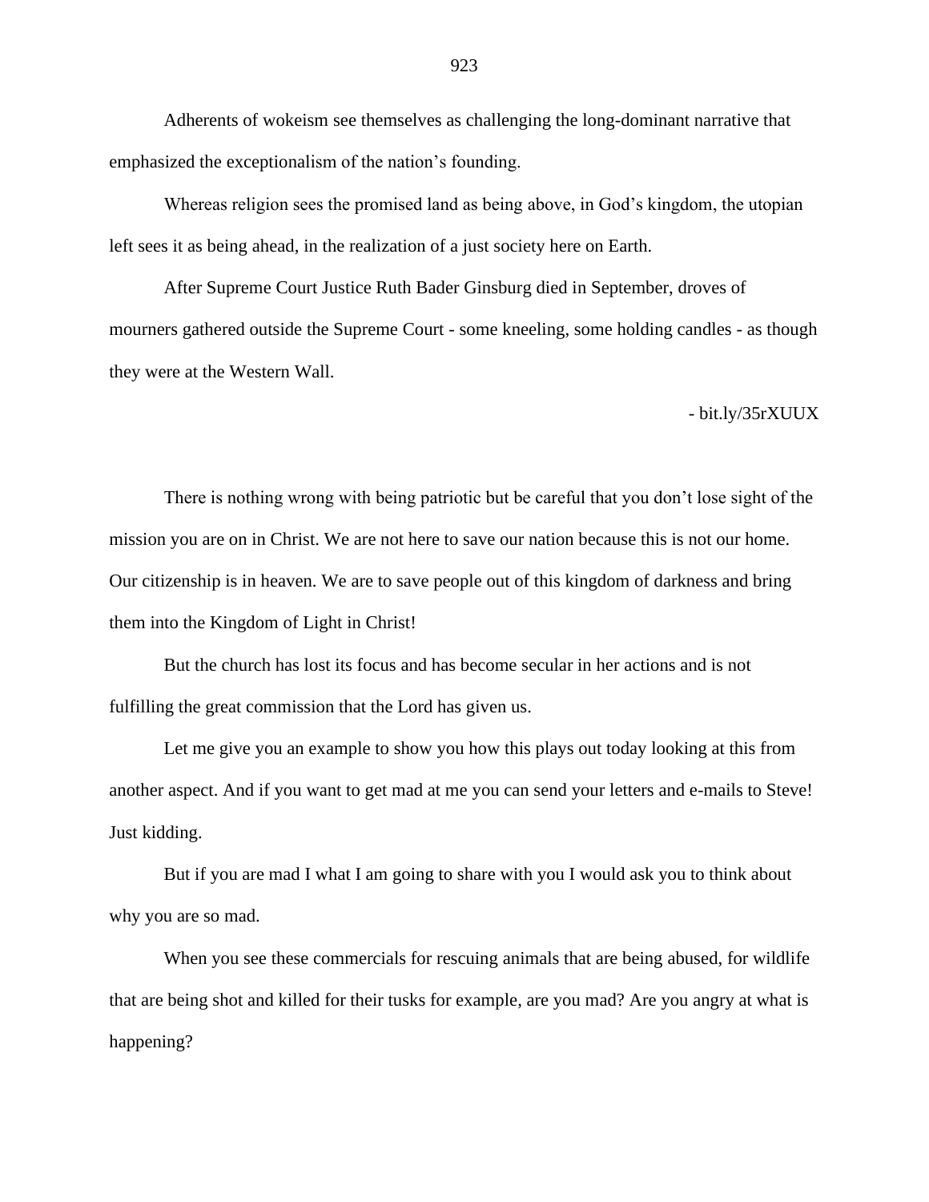Adherents of wokeism see themselves as challenging the long-dominant narrative that emphasized the exceptionalism of the nation's founding.

Whereas religion sees the promised land as being above, in God's kingdom, the utopian left sees it as being ahead, in the realization of a just society here on Earth.

After Supreme Court Justice Ruth Bader Ginsburg died in September, droves of mourners gathered outside the Supreme Court - some kneeling, some holding candles - as though they were at the Western Wall.

- bit.ly/35rXUUX

There is nothing wrong with being patriotic but be careful that you don't lose sight of the mission you are on in Christ. We are not here to save our nation because this is not our home. Our citizenship is in heaven. We are to save people out of this kingdom of darkness and bring them into the Kingdom of Light in Christ!

But the church has lost its focus and has become secular in her actions and is not fulfilling the great commission that the Lord has given us.

Let me give you an example to show you how this plays out today looking at this from another aspect. And if you want to get mad at me you can send your letters and e-mails to Steve! Just kidding.

But if you are mad I what I am going to share with you I would ask you to think about why you are so mad.

When you see these commercials for rescuing animals that are being abused, for wildlife that are being shot and killed for their tusks for example, are you mad? Are you angry at what is happening?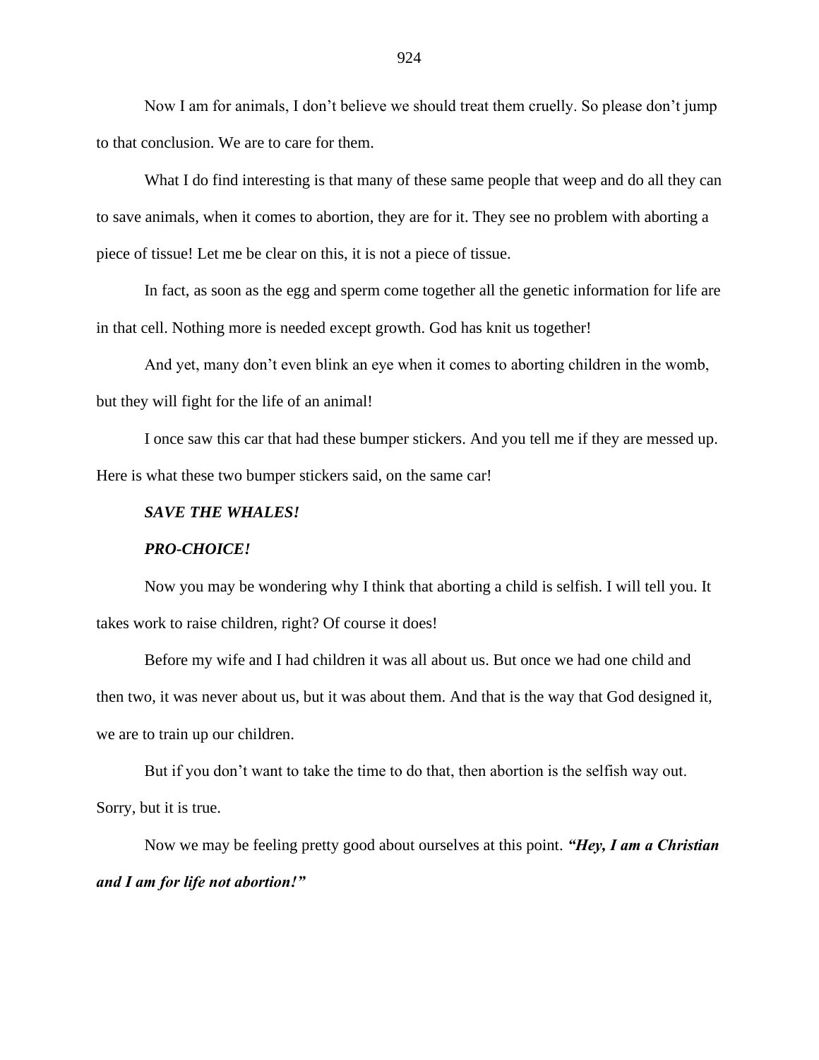Now I am for animals, I don't believe we should treat them cruelly. So please don't jump to that conclusion. We are to care for them.

What I do find interesting is that many of these same people that weep and do all they can to save animals, when it comes to abortion, they are for it. They see no problem with aborting a piece of tissue! Let me be clear on this, it is not a piece of tissue.

In fact, as soon as the egg and sperm come together all the genetic information for life are in that cell. Nothing more is needed except growth. God has knit us together!

And yet, many don't even blink an eye when it comes to aborting children in the womb, but they will fight for the life of an animal!

I once saw this car that had these bumper stickers. And you tell me if they are messed up. Here is what these two bumper stickers said, on the same car!

***SAVE THE WHALES!***

***PRO-CHOICE!***

Now you may be wondering why I think that aborting a child is selfish. I will tell you. It takes work to raise children, right? Of course it does!

Before my wife and I had children it was all about us. But once we had one child and then two, it was never about us, but it was about them. And that is the way that God designed it, we are to train up our children.

But if you don't want to take the time to do that, then abortion is the selfish way out. Sorry, but it is true.

Now we may be feeling pretty good about ourselves at this point. ***"Hey, I am a Christian and I am for life not abortion!"***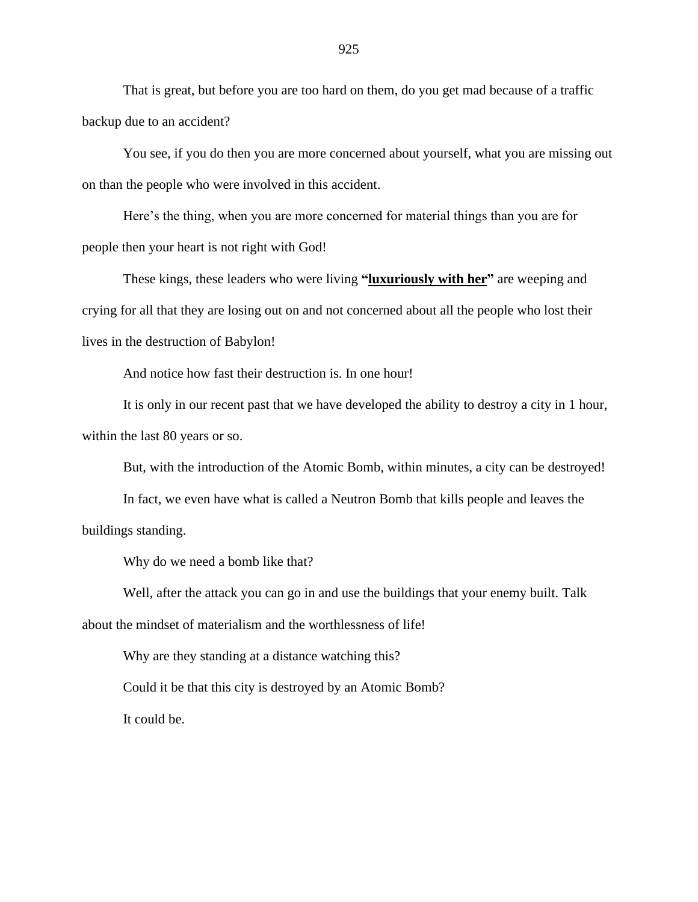That is great, but before you are too hard on them, do you get mad because of a traffic backup due to an accident?

You see, if you do then you are more concerned about yourself, what you are missing out on than the people who were involved in this accident.

Here's the thing, when you are more concerned for material things than you are for people then your heart is not right with God!

These kings, these leaders who were living **"luxuriously with her"** are weeping and crying for all that they are losing out on and not concerned about all the people who lost their lives in the destruction of Babylon!

And notice how fast their destruction is. In one hour!

It is only in our recent past that we have developed the ability to destroy a city in 1 hour, within the last 80 years or so.

But, with the introduction of the Atomic Bomb, within minutes, a city can be destroyed!

In fact, we even have what is called a Neutron Bomb that kills people and leaves the buildings standing.

Why do we need a bomb like that?

Well, after the attack you can go in and use the buildings that your enemy built. Talk about the mindset of materialism and the worthlessness of life!

Why are they standing at a distance watching this?

Could it be that this city is destroyed by an Atomic Bomb?

It could be.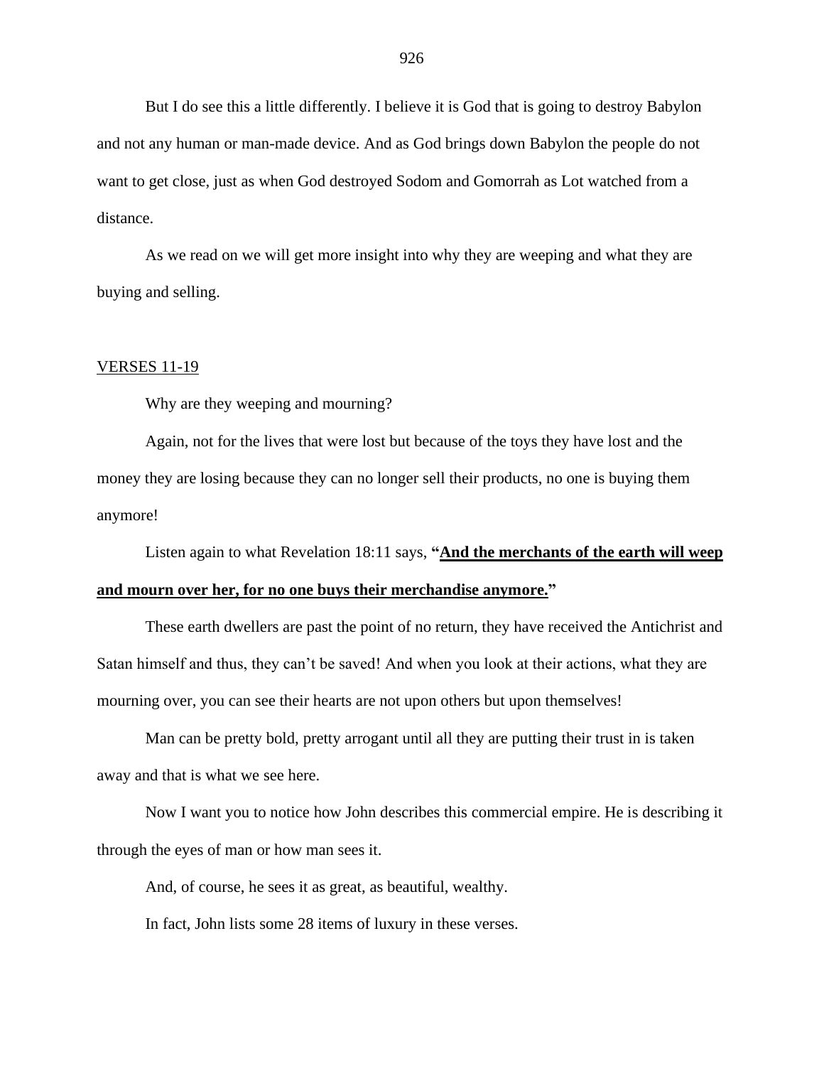But I do see this a little differently. I believe it is God that is going to destroy Babylon and not any human or man-made device. And as God brings down Babylon the people do not want to get close, just as when God destroyed Sodom and Gomorrah as Lot watched from a distance.

As we read on we will get more insight into why they are weeping and what they are buying and selling.

<u>VERSES 11-19</u>

Why are they weeping and mourning?

Again, not for the lives that were lost but because of the toys they have lost and the money they are losing because they can no longer sell their products, no one is buying them anymore!

Listen again to what Revelation 18:11 says, **"<u>And the merchants of the earth will weep and mourn over her, for no one buys their merchandise anymore.</u>"**

These earth dwellers are past the point of no return, they have received the Antichrist and Satan himself and thus, they can't be saved! And when you look at their actions, what they are mourning over, you can see their hearts are not upon others but upon themselves!

Man can be pretty bold, pretty arrogant until all they are putting their trust in is taken away and that is what we see here.

Now I want you to notice how John describes this commercial empire. He is describing it through the eyes of man or how man sees it.

And, of course, he sees it as great, as beautiful, wealthy.

In fact, John lists some 28 items of luxury in these verses.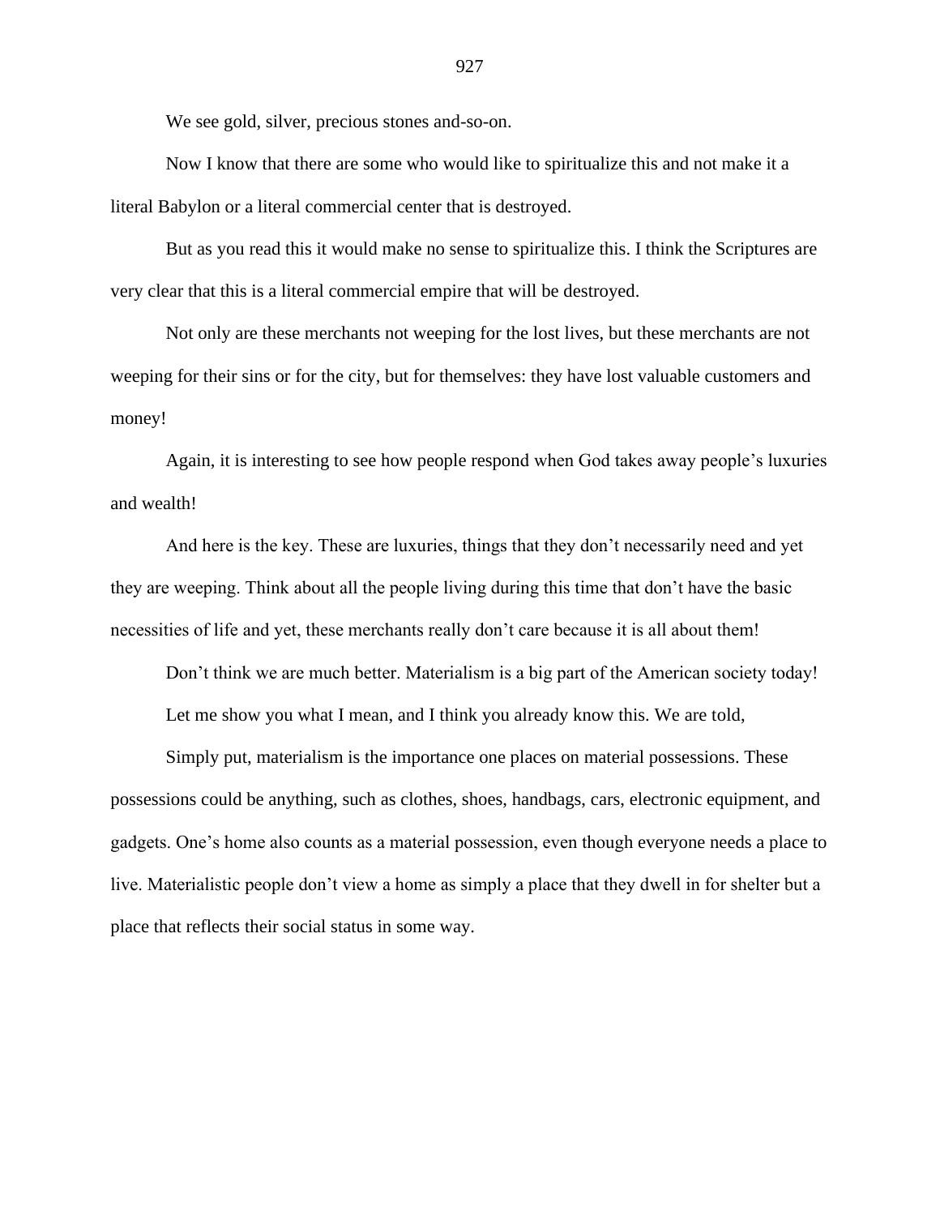We see gold, silver, precious stones and-so-on.

Now I know that there are some who would like to spiritualize this and not make it a literal Babylon or a literal commercial center that is destroyed.

But as you read this it would make no sense to spiritualize this. I think the Scriptures are very clear that this is a literal commercial empire that will be destroyed.

Not only are these merchants not weeping for the lost lives, but these merchants are not weeping for their sins or for the city, but for themselves: they have lost valuable customers and money!

Again, it is interesting to see how people respond when God takes away people's luxuries and wealth!

And here is the key. These are luxuries, things that they don't necessarily need and yet they are weeping. Think about all the people living during this time that don't have the basic necessities of life and yet, these merchants really don't care because it is all about them!

Don't think we are much better. Materialism is a big part of the American society today!

Let me show you what I mean, and I think you already know this. We are told,

Simply put, materialism is the importance one places on material possessions. These possessions could be anything, such as clothes, shoes, handbags, cars, electronic equipment, and gadgets. One's home also counts as a material possession, even though everyone needs a place to live. Materialistic people don't view a home as simply a place that they dwell in for shelter but a place that reflects their social status in some way.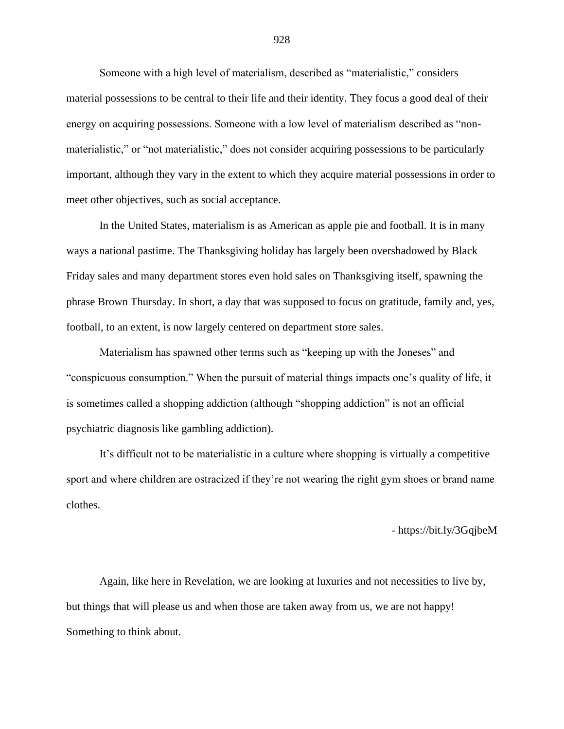Someone with a high level of materialism, described as "materialistic," considers material possessions to be central to their life and their identity. They focus a good deal of their energy on acquiring possessions. Someone with a low level of materialism described as "non-materialistic," or "not materialistic," does not consider acquiring possessions to be particularly important, although they vary in the extent to which they acquire material possessions in order to meet other objectives, such as social acceptance.

In the United States, materialism is as American as apple pie and football. It is in many ways a national pastime. The Thanksgiving holiday has largely been overshadowed by Black Friday sales and many department stores even hold sales on Thanksgiving itself, spawning the phrase Brown Thursday. In short, a day that was supposed to focus on gratitude, family and, yes, football, to an extent, is now largely centered on department store sales.

Materialism has spawned other terms such as "keeping up with the Joneses" and "conspicuous consumption." When the pursuit of material things impacts one's quality of life, it is sometimes called a shopping addiction (although "shopping addiction" is not an official psychiatric diagnosis like gambling addiction).

It's difficult not to be materialistic in a culture where shopping is virtually a competitive sport and where children are ostracized if they're not wearing the right gym shoes or brand name clothes.

- https://bit.ly/3GqjbeM

Again, like here in Revelation, we are looking at luxuries and not necessities to live by, but things that will please us and when those are taken away from us, we are not happy! Something to think about.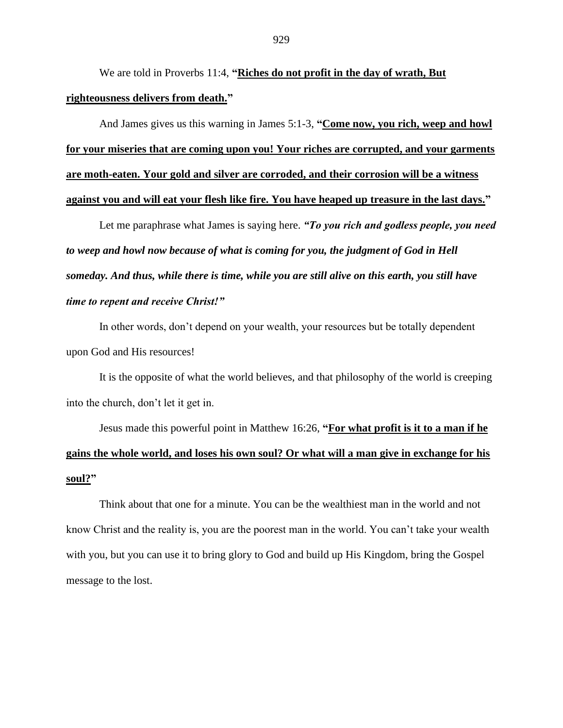We are told in Proverbs 11:4, **"<u>Riches do not profit in the day of wrath, But righteousness delivers from death.</u>"**

And James gives us this warning in James 5:1-3, **"<u>Come now, you rich, weep and howl for your miseries that are coming upon you! Your riches are corrupted, and your garments are moth-eaten. Your gold and silver are corroded, and their corrosion will be a witness against you and will eat your flesh like fire. You have heaped up treasure in the last days.</u>"**

Let me paraphrase what James is saying here. ***"To you rich and godless people, you need to weep and howl now because of what is coming for you, the judgment of God in Hell someday. And thus, while there is time, while you are still alive on this earth, you still have time to repent and receive Christ!"***

In other words, don't depend on your wealth, your resources but be totally dependent upon God and His resources!

It is the opposite of what the world believes, and that philosophy of the world is creeping into the church, don't let it get in.

Jesus made this powerful point in Matthew 16:26, **"<u>For what profit is it to a man if he gains the whole world, and loses his own soul? Or what will a man give in exchange for his soul?</u>"**

Think about that one for a minute. You can be the wealthiest man in the world and not know Christ and the reality is, you are the poorest man in the world. You can't take your wealth with you, but you can use it to bring glory to God and build up His Kingdom, bring the Gospel message to the lost.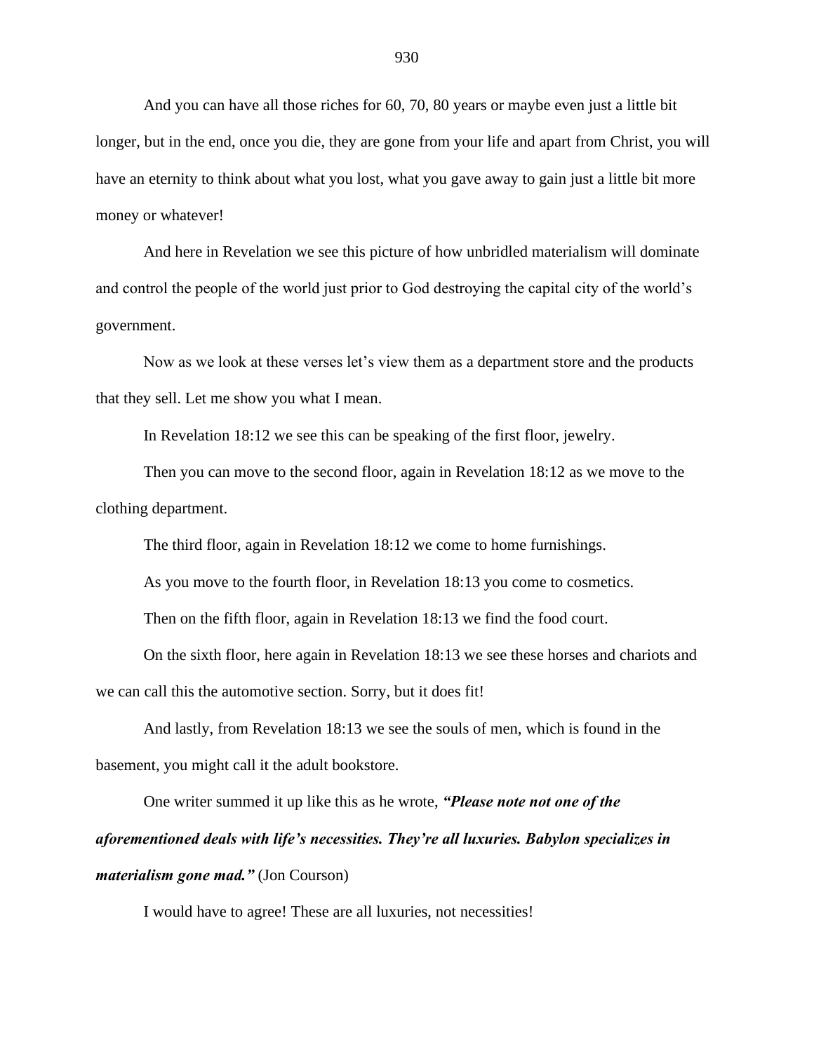And you can have all those riches for 60, 70, 80 years or maybe even just a little bit longer, but in the end, once you die, they are gone from your life and apart from Christ, you will have an eternity to think about what you lost, what you gave away to gain just a little bit more money or whatever!

And here in Revelation we see this picture of how unbridled materialism will dominate and control the people of the world just prior to God destroying the capital city of the world's government.

Now as we look at these verses let's view them as a department store and the products that they sell. Let me show you what I mean.

In Revelation 18:12 we see this can be speaking of the first floor, jewelry.

Then you can move to the second floor, again in Revelation 18:12 as we move to the clothing department.

The third floor, again in Revelation 18:12 we come to home furnishings.

As you move to the fourth floor, in Revelation 18:13 you come to cosmetics.

Then on the fifth floor, again in Revelation 18:13 we find the food court.

On the sixth floor, here again in Revelation 18:13 we see these horses and chariots and we can call this the automotive section. Sorry, but it does fit!

And lastly, from Revelation 18:13 we see the souls of men, which is found in the basement, you might call it the adult bookstore.

One writer summed it up like this as he wrote, ***"Please note not one of the aforementioned deals with life's necessities. They're all luxuries. Babylon specializes in materialism gone mad."*** (Jon Courson)

I would have to agree! These are all luxuries, not necessities!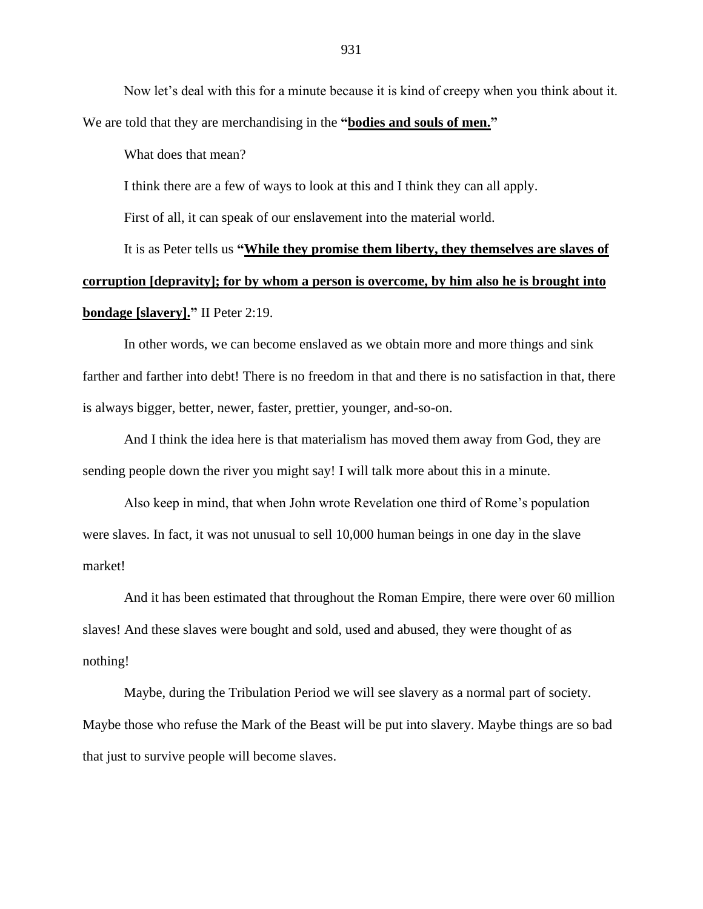Now let's deal with this for a minute because it is kind of creepy when you think about it. We are told that they are merchandising in the **"<u>bodies and souls of men.</u>"**

What does that mean?

I think there are a few of ways to look at this and I think they can all apply.

First of all, it can speak of our enslavement into the material world.

It is as Peter tells us **"<u>While they promise them liberty, they themselves are slaves of corruption [depravity]; for by whom a person is overcome, by him also he is brought into bondage [slavery].</u>"** II Peter 2:19.

In other words, we can become enslaved as we obtain more and more things and sink farther and farther into debt! There is no freedom in that and there is no satisfaction in that, there is always bigger, better, newer, faster, prettier, younger, and-so-on.

And I think the idea here is that materialism has moved them away from God, they are sending people down the river you might say! I will talk more about this in a minute.

Also keep in mind, that when John wrote Revelation one third of Rome's population were slaves. In fact, it was not unusual to sell 10,000 human beings in one day in the slave market!

And it has been estimated that throughout the Roman Empire, there were over 60 million slaves! And these slaves were bought and sold, used and abused, they were thought of as nothing!

Maybe, during the Tribulation Period we will see slavery as a normal part of society. Maybe those who refuse the Mark of the Beast will be put into slavery. Maybe things are so bad that just to survive people will become slaves.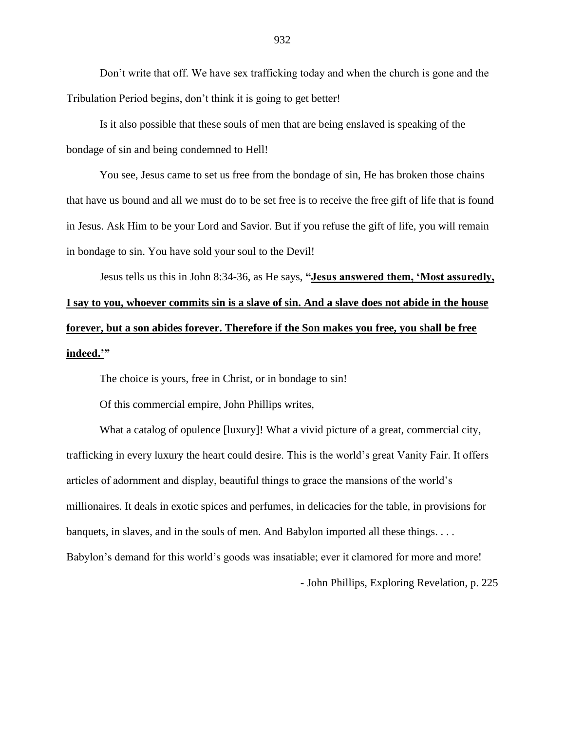Don't write that off. We have sex trafficking today and when the church is gone and the Tribulation Period begins, don't think it is going to get better!

Is it also possible that these souls of men that are being enslaved is speaking of the bondage of sin and being condemned to Hell!

You see, Jesus came to set us free from the bondage of sin, He has broken those chains that have us bound and all we must do to be set free is to receive the free gift of life that is found in Jesus. Ask Him to be your Lord and Savior. But if you refuse the gift of life, you will remain in bondage to sin. You have sold your soul to the Devil!

Jesus tells us this in John 8:34-36, as He says, **"<u>Jesus answered them, 'Most assuredly, I say to you, whoever commits sin is a slave of sin. And a slave does not abide in the house forever, but a son abides forever. Therefore if the Son makes you free, you shall be free indeed.'</u>"**

The choice is yours, free in Christ, or in bondage to sin!

Of this commercial empire, John Phillips writes,

What a catalog of opulence [luxury]! What a vivid picture of a great, commercial city, trafficking in every luxury the heart could desire. This is the world's great Vanity Fair. It offers articles of adornment and display, beautiful things to grace the mansions of the world's millionaires. It deals in exotic spices and perfumes, in delicacies for the table, in provisions for banquets, in slaves, and in the souls of men. And Babylon imported all these things. . . . Babylon's demand for this world's goods was insatiable; ever it clamored for more and more!

- John Phillips, Exploring Revelation, p. 225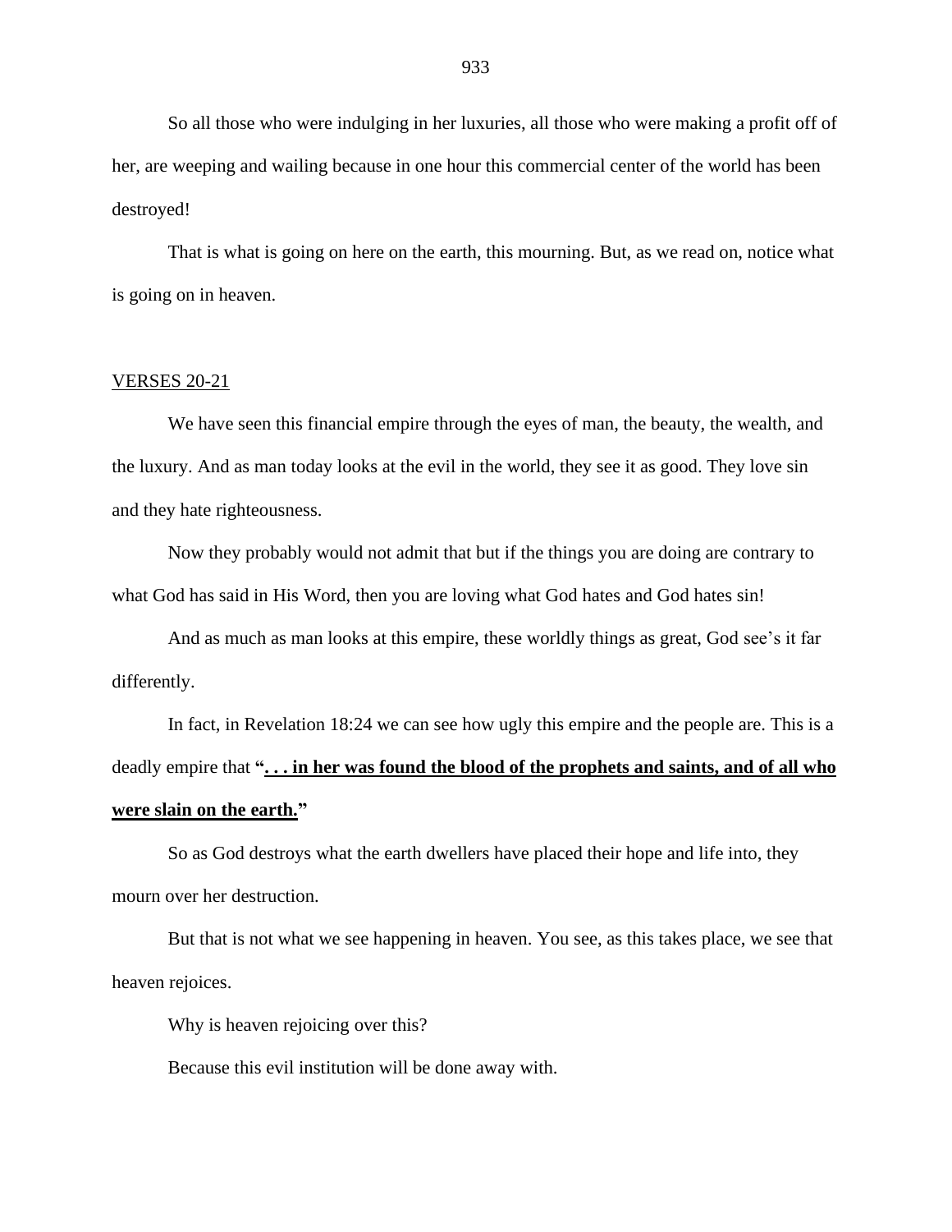So all those who were indulging in her luxuries, all those who were making a profit off of her, are weeping and wailing because in one hour this commercial center of the world has been destroyed!

That is what is going on here on the earth, this mourning. But, as we read on, notice what is going on in heaven.

<u>VERSES 20-21</u>

We have seen this financial empire through the eyes of man, the beauty, the wealth, and the luxury. And as man today looks at the evil in the world, they see it as good. They love sin and they hate righteousness.

Now they probably would not admit that but if the things you are doing are contrary to what God has said in His Word, then you are loving what God hates and God hates sin!

And as much as man looks at this empire, these worldly things as great, God see's it far differently.

In fact, in Revelation 18:24 we can see how ugly this empire and the people are. This is a deadly empire that **"<u>. . . in her was found the blood of the prophets and saints, and of all who were slain on the earth.</u>"**

So as God destroys what the earth dwellers have placed their hope and life into, they mourn over her destruction.

But that is not what we see happening in heaven. You see, as this takes place, we see that heaven rejoices.

Why is heaven rejoicing over this?

Because this evil institution will be done away with.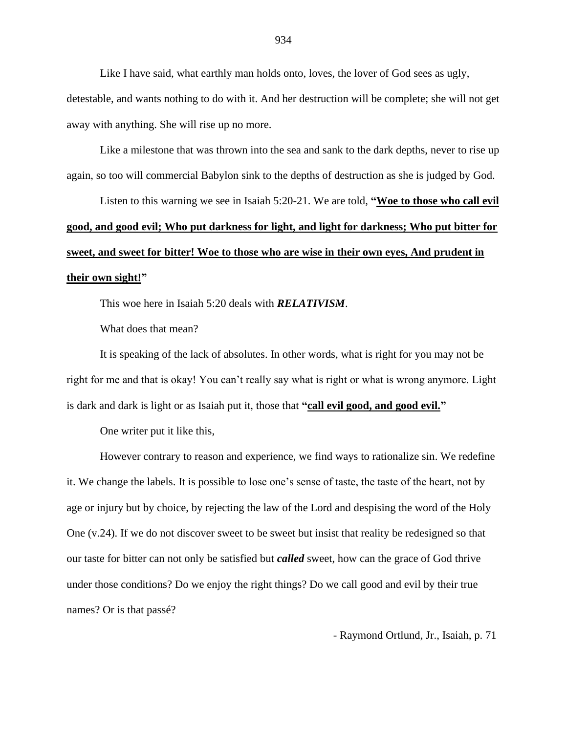Like I have said, what earthly man holds onto, loves, the lover of God sees as ugly, detestable, and wants nothing to do with it. And her destruction will be complete; she will not get away with anything. She will rise up no more.

Like a milestone that was thrown into the sea and sank to the dark depths, never to rise up again, so too will commercial Babylon sink to the depths of destruction as she is judged by God.

Listen to this warning we see in Isaiah 5:20-21. We are told, **"Woe to those who call evil good, and good evil; Who put darkness for light, and light for darkness; Who put bitter for sweet, and sweet for bitter! Woe to those who are wise in their own eyes, And prudent in their own sight!"**

This woe here in Isaiah 5:20 deals with ***RELATIVISM***.

What does that mean?

It is speaking of the lack of absolutes. In other words, what is right for you may not be right for me and that is okay! You can't really say what is right or what is wrong anymore. Light is dark and dark is light or as Isaiah put it, those that **"call evil good, and good evil."**

One writer put it like this,

However contrary to reason and experience, we find ways to rationalize sin. We redefine it. We change the labels. It is possible to lose one's sense of taste, the taste of the heart, not by age or injury but by choice, by rejecting the law of the Lord and despising the word of the Holy One (v.24). If we do not discover sweet to be sweet but insist that reality be redesigned so that our taste for bitter can not only be satisfied but ***called*** sweet, how can the grace of God thrive under those conditions? Do we enjoy the right things? Do we call good and evil by their true names? Or is that passé?

- Raymond Ortlund, Jr., Isaiah, p. 71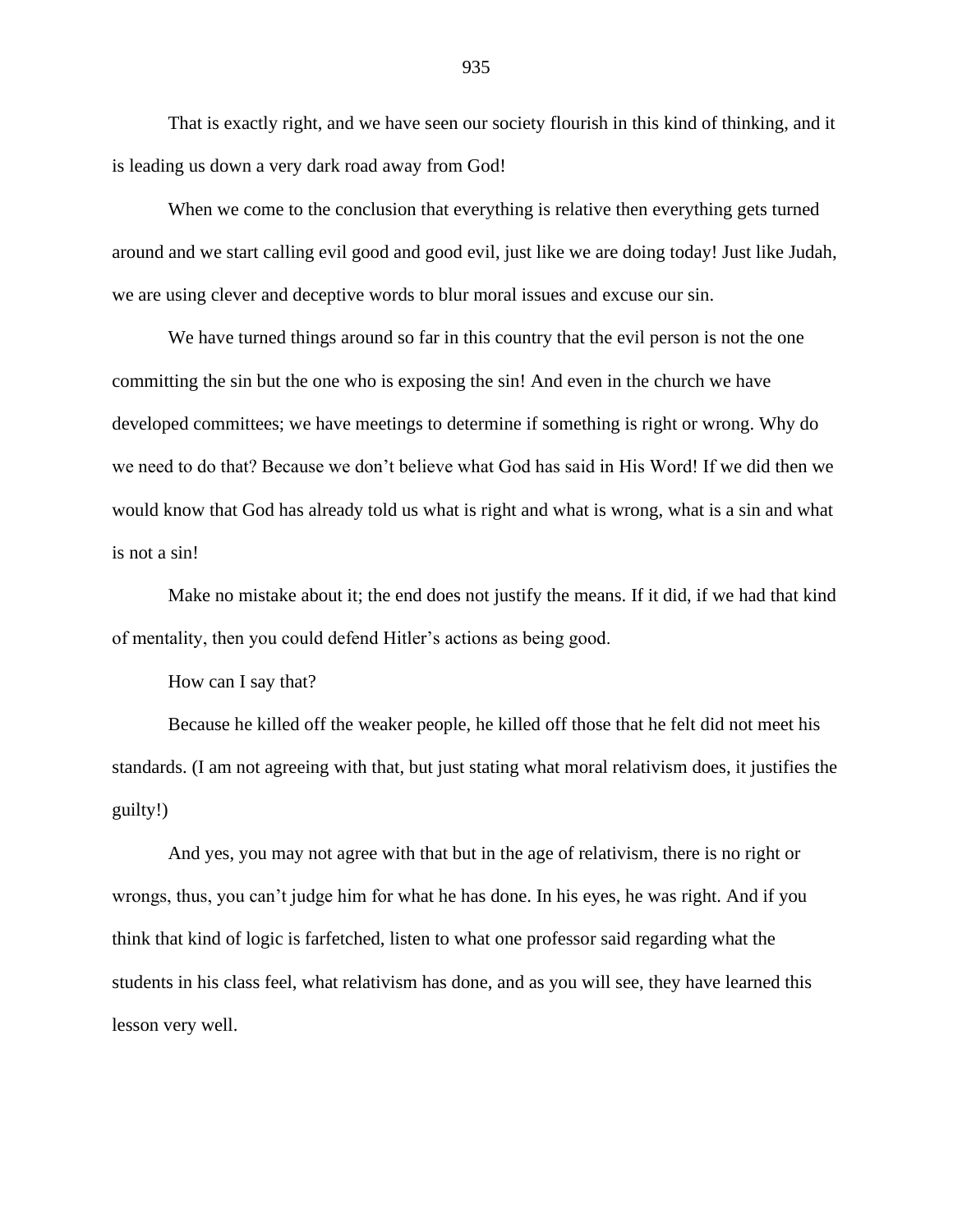That is exactly right, and we have seen our society flourish in this kind of thinking, and it is leading us down a very dark road away from God!

When we come to the conclusion that everything is relative then everything gets turned around and we start calling evil good and good evil, just like we are doing today! Just like Judah, we are using clever and deceptive words to blur moral issues and excuse our sin.

We have turned things around so far in this country that the evil person is not the one committing the sin but the one who is exposing the sin! And even in the church we have developed committees; we have meetings to determine if something is right or wrong. Why do we need to do that? Because we don't believe what God has said in His Word! If we did then we would know that God has already told us what is right and what is wrong, what is a sin and what is not a sin!

Make no mistake about it; the end does not justify the means. If it did, if we had that kind of mentality, then you could defend Hitler's actions as being good.

How can I say that?

Because he killed off the weaker people, he killed off those that he felt did not meet his standards. (I am not agreeing with that, but just stating what moral relativism does, it justifies the guilty!)

And yes, you may not agree with that but in the age of relativism, there is no right or wrongs, thus, you can't judge him for what he has done. In his eyes, he was right. And if you think that kind of logic is farfetched, listen to what one professor said regarding what the students in his class feel, what relativism has done, and as you will see, they have learned this lesson very well.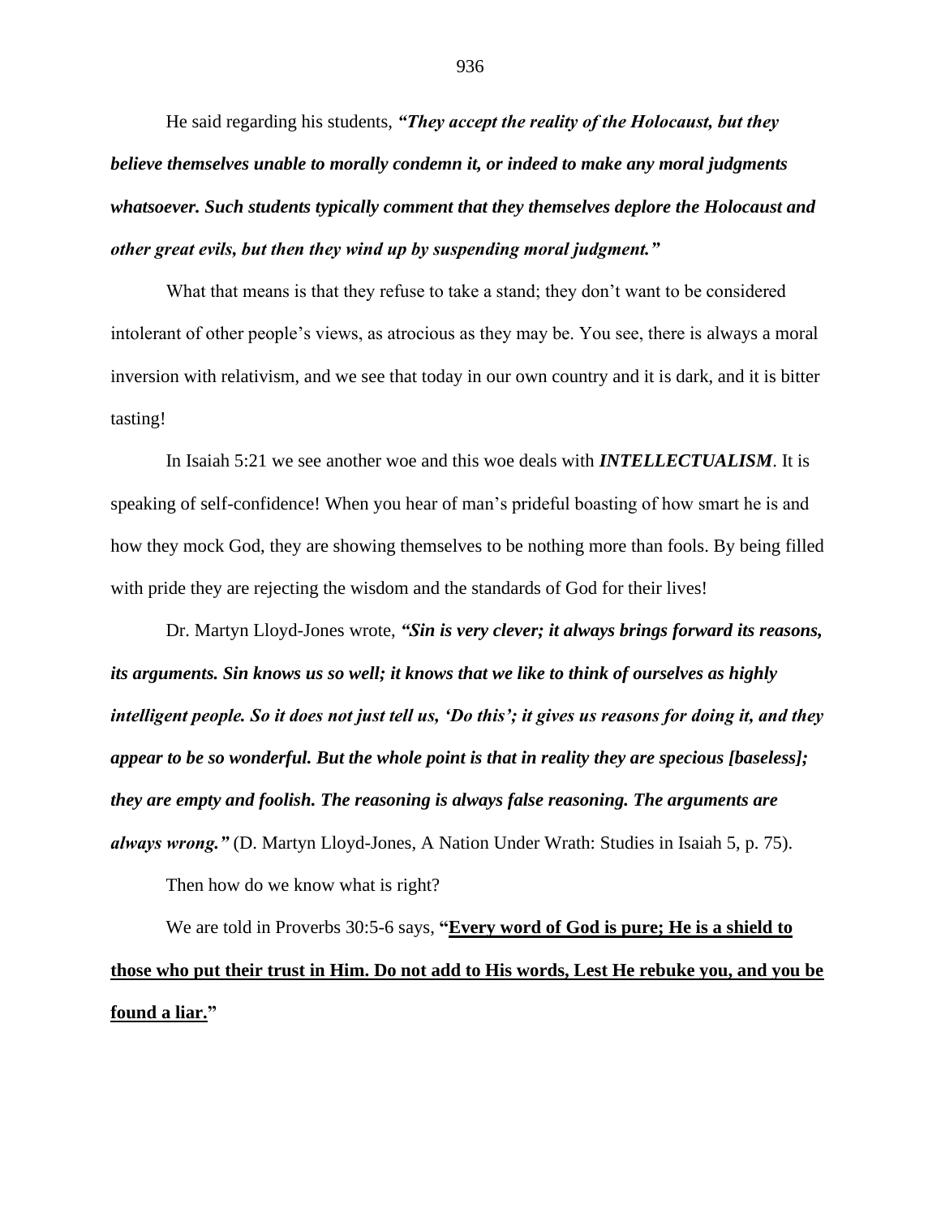He said regarding his students, ***"They accept the reality of the Holocaust, but they believe themselves unable to morally condemn it, or indeed to make any moral judgments whatsoever. Such students typically comment that they themselves deplore the Holocaust and other great evils, but then they wind up by suspending moral judgment."***

What that means is that they refuse to take a stand; they don't want to be considered intolerant of other people's views, as atrocious as they may be. You see, there is always a moral inversion with relativism, and we see that today in our own country and it is dark, and it is bitter tasting!

In Isaiah 5:21 we see another woe and this woe deals with ***INTELLECTUALISM***. It is speaking of self-confidence! When you hear of man's prideful boasting of how smart he is and how they mock God, they are showing themselves to be nothing more than fools. By being filled with pride they are rejecting the wisdom and the standards of God for their lives!

Dr. Martyn Lloyd-Jones wrote, ***"Sin is very clever; it always brings forward its reasons, its arguments. Sin knows us so well; it knows that we like to think of ourselves as highly intelligent people. So it does not just tell us, 'Do this'; it gives us reasons for doing it, and they appear to be so wonderful. But the whole point is that in reality they are specious [baseless]; they are empty and foolish. The reasoning is always false reasoning. The arguments are always wrong."*** (D. Martyn Lloyd-Jones, A Nation Under Wrath: Studies in Isaiah 5, p. 75).

Then how do we know what is right?

We are told in Proverbs 30:5-6 says, **"<u>Every word of God is pure; He is a shield to those who put their trust in Him. Do not add to His words, Lest He rebuke you, and you be found a liar.</u>"**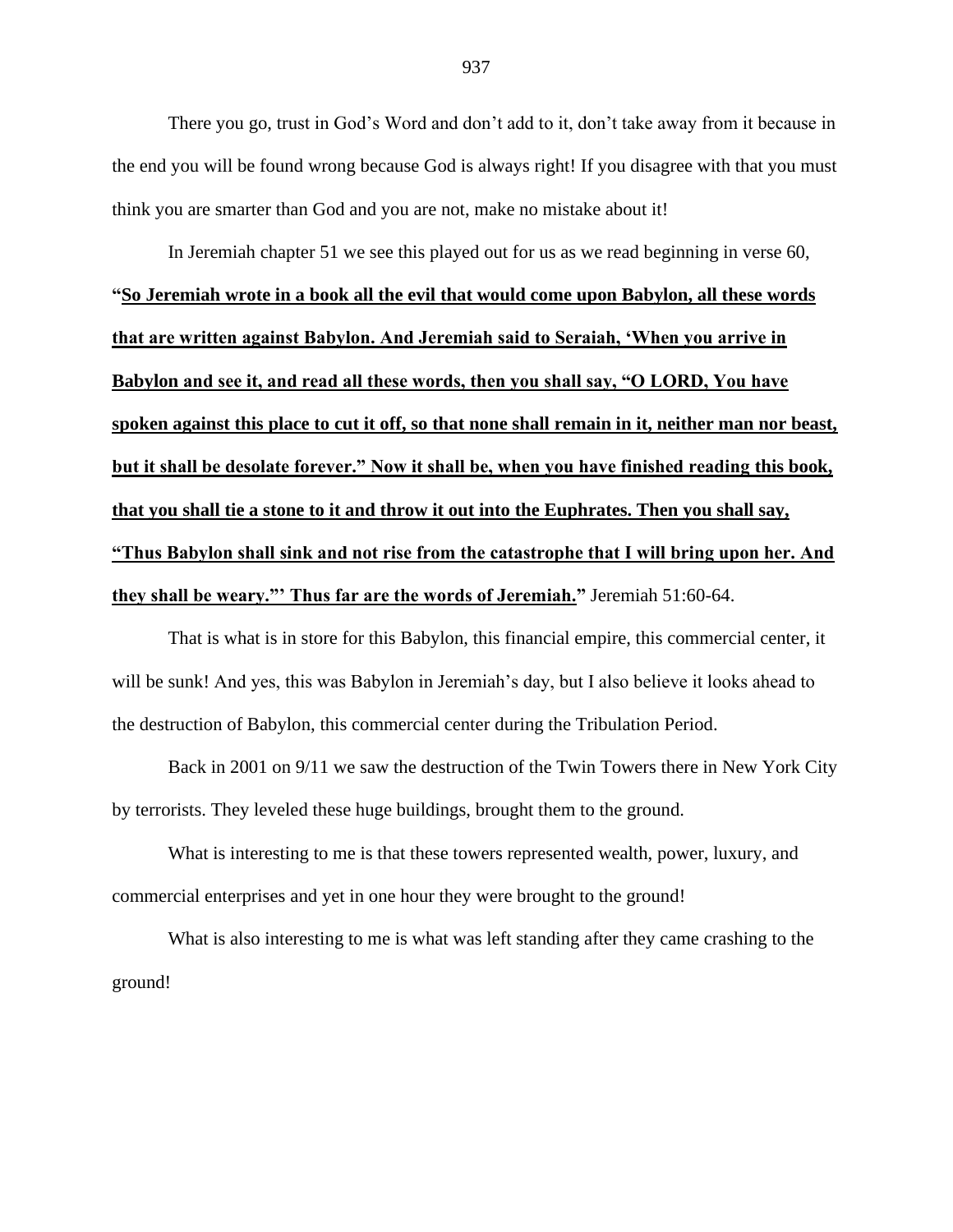There you go, trust in God's Word and don't add to it, don't take away from it because in the end you will be found wrong because God is always right! If you disagree with that you must think you are smarter than God and you are not, make no mistake about it!

In Jeremiah chapter 51 we see this played out for us as we read beginning in verse 60, **"<u>So Jeremiah wrote in a book all the evil that would come upon Babylon, all these words that are written against Babylon. And Jeremiah said to Seraiah, 'When you arrive in Babylon and see it, and read all these words, then you shall say, "O LORD, You have spoken against this place to cut it off, so that none shall remain in it, neither man nor beast, but it shall be desolate forever." Now it shall be, when you have finished reading this book, that you shall tie a stone to it and throw it out into the Euphrates. Then you shall say, "Thus Babylon shall sink and not rise from the catastrophe that I will bring upon her. And they shall be weary."' Thus far are the words of Jeremiah.</u>"** Jeremiah 51:60-64.

That is what is in store for this Babylon, this financial empire, this commercial center, it will be sunk! And yes, this was Babylon in Jeremiah's day, but I also believe it looks ahead to the destruction of Babylon, this commercial center during the Tribulation Period.

Back in 2001 on 9/11 we saw the destruction of the Twin Towers there in New York City by terrorists. They leveled these huge buildings, brought them to the ground.

What is interesting to me is that these towers represented wealth, power, luxury, and commercial enterprises and yet in one hour they were brought to the ground!

What is also interesting to me is what was left standing after they came crashing to the ground!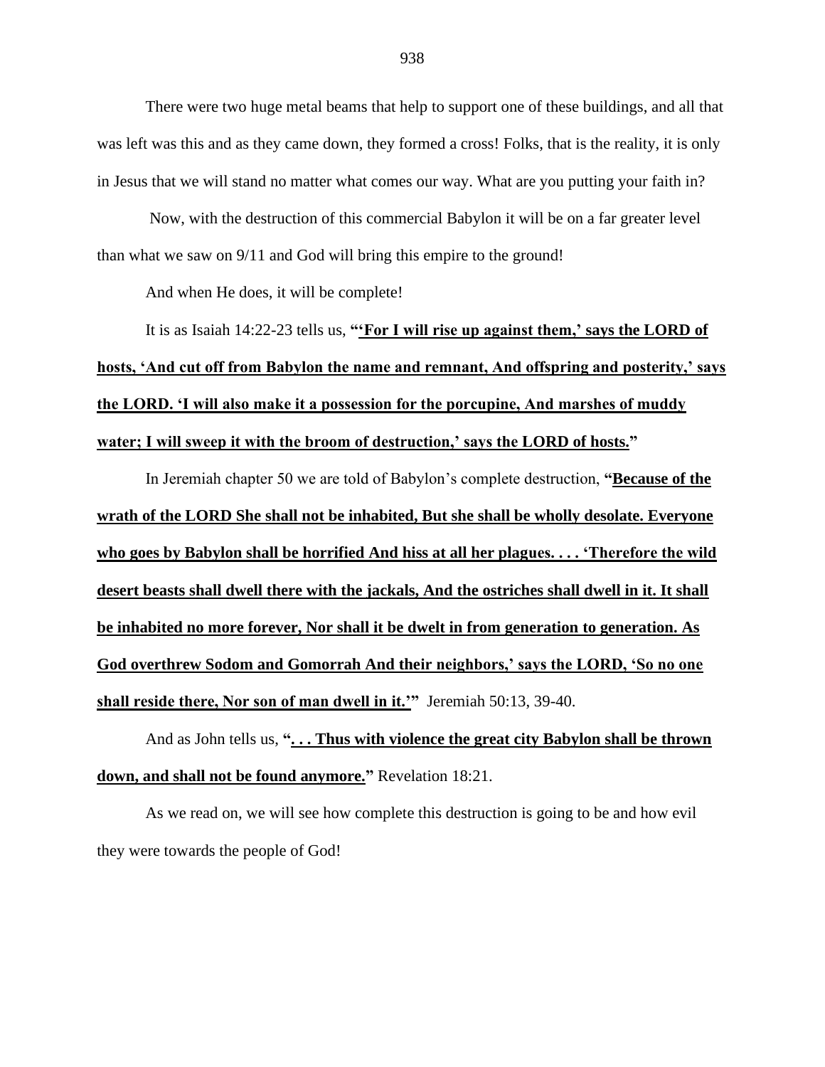There were two huge metal beams that help to support one of these buildings, and all that was left was this and as they came down, they formed a cross! Folks, that is the reality, it is only in Jesus that we will stand no matter what comes our way. What are you putting your faith in?

Now, with the destruction of this commercial Babylon it will be on a far greater level than what we saw on 9/11 and God will bring this empire to the ground!

And when He does, it will be complete!

It is as Isaiah 14:22-23 tells us, **"<u>'For I will rise up against them,' says the LORD of hosts, 'And cut off from Babylon the name and remnant, And offspring and posterity,' says the LORD. 'I will also make it a possession for the porcupine, And marshes of muddy water; I will sweep it with the broom of destruction,' says the LORD of hosts.</u>"**

In Jeremiah chapter 50 we are told of Babylon's complete destruction, **"<u>Because of the wrath of the LORD She shall not be inhabited, But she shall be wholly desolate. Everyone who goes by Babylon shall be horrified And hiss at all her plagues. . . . 'Therefore the wild desert beasts shall dwell there with the jackals, And the ostriches shall dwell in it. It shall be inhabited no more forever, Nor shall it be dwelt in from generation to generation. As God overthrew Sodom and Gomorrah And their neighbors,' says the LORD, 'So no one shall reside there, Nor son of man dwell in it.'</u>"** Jeremiah 50:13, 39-40.

And as John tells us, **"<u>. . . Thus with violence the great city Babylon shall be thrown down, and shall not be found anymore.</u>"** Revelation 18:21.

As we read on, we will see how complete this destruction is going to be and how evil they were towards the people of God!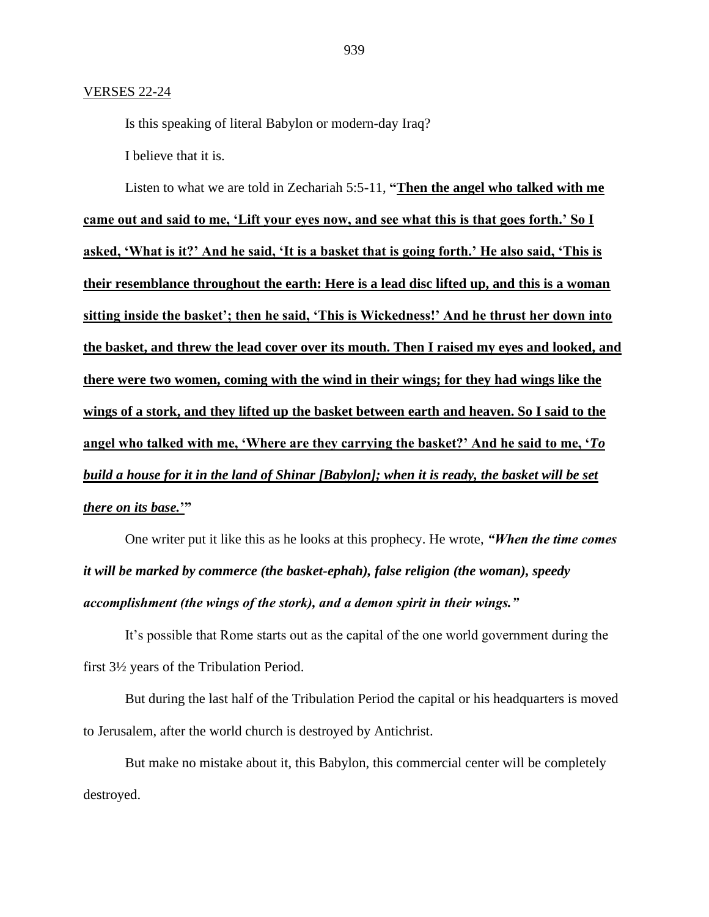<u>VERSES 22-24</u>

Is this speaking of literal Babylon or modern-day Iraq?

I believe that it is.

Listen to what we are told in Zechariah 5:5-11, **"<u>Then the angel who talked with me came out and said to me, 'Lift your eyes now, and see what this is that goes forth.' So I asked, 'What is it?' And he said, 'It is a basket that is going forth.' He also said, 'This is their resemblance throughout the earth: Here is a lead disc lifted up, and this is a woman sitting inside the basket'; then he said, 'This is Wickedness!' And he thrust her down into the basket, and threw the lead cover over its mouth. Then I raised my eyes and looked, and there were two women, coming with the wind in their wings; for they had wings like the wings of a stork, and they lifted up the basket between earth and heaven. So I said to the angel who talked with me, 'Where are they carrying the basket?' And he said to me, '*To build a house for it in the land of Shinar [Babylon]; when it is ready, the basket will be set there on its base.*</u>'"**

One writer put it like this as he looks at this prophecy. He wrote, ***"When the time comes it will be marked by commerce (the basket-ephah), false religion (the woman), speedy accomplishment (the wings of the stork), and a demon spirit in their wings."***

It's possible that Rome starts out as the capital of the one world government during the first 3½ years of the Tribulation Period.

But during the last half of the Tribulation Period the capital or his headquarters is moved to Jerusalem, after the world church is destroyed by Antichrist.

But make no mistake about it, this Babylon, this commercial center will be completely destroyed.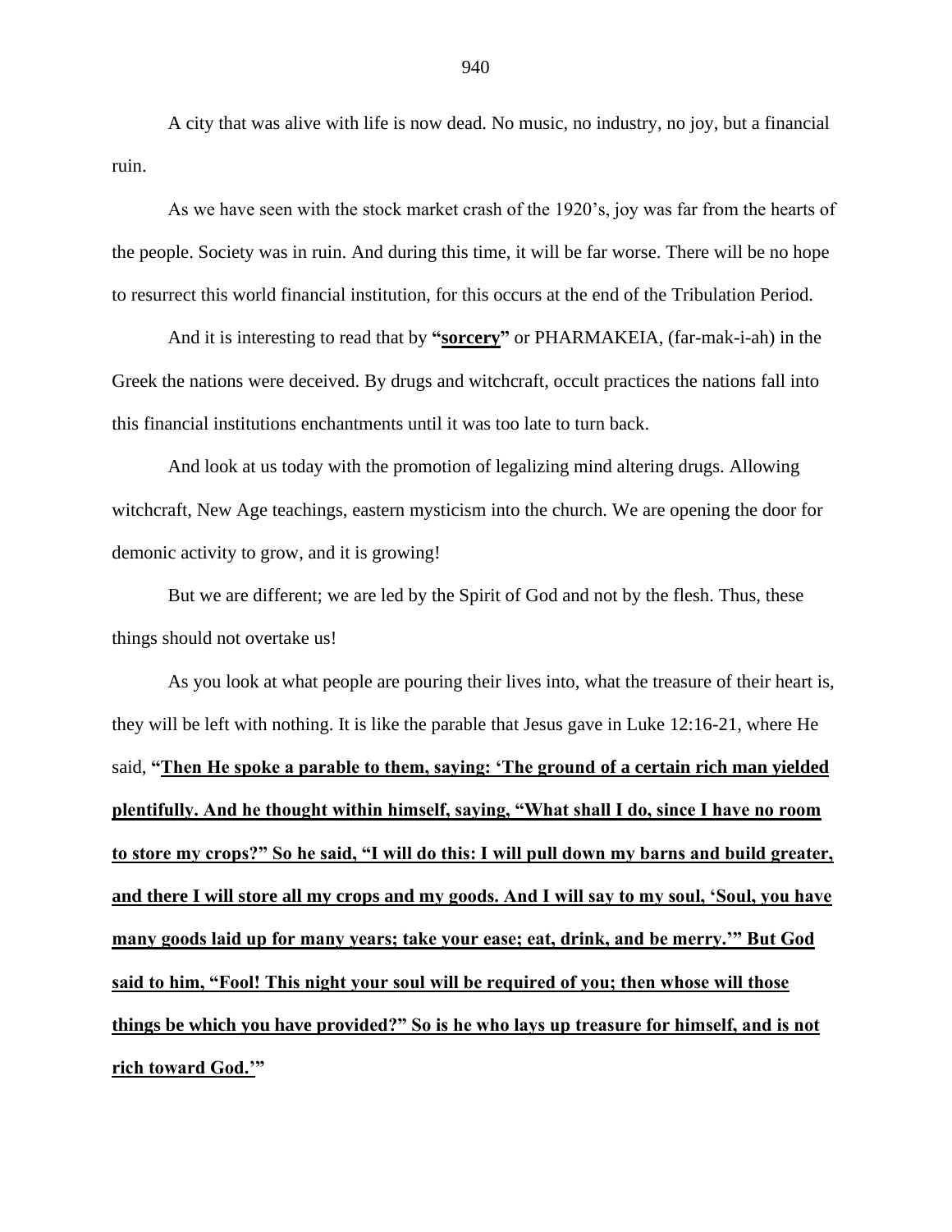A city that was alive with life is now dead. No music, no industry, no joy, but a financial ruin.

As we have seen with the stock market crash of the 1920's, joy was far from the hearts of the people. Society was in ruin. And during this time, it will be far worse. There will be no hope to resurrect this world financial institution, for this occurs at the end of the Tribulation Period.

And it is interesting to read that by **"<u>sorcery</u>"** or PHARMAKEIA, (far-mak-i-ah) in the Greek the nations were deceived. By drugs and witchcraft, occult practices the nations fall into this financial institutions enchantments until it was too late to turn back.

And look at us today with the promotion of legalizing mind altering drugs. Allowing witchcraft, New Age teachings, eastern mysticism into the church. We are opening the door for demonic activity to grow, and it is growing!

But we are different; we are led by the Spirit of God and not by the flesh. Thus, these things should not overtake us!

As you look at what people are pouring their lives into, what the treasure of their heart is, they will be left with nothing. It is like the parable that Jesus gave in Luke 12:16-21, where He said, **"<u>Then He spoke a parable to them, saying: 'The ground of a certain rich man yielded plentifully. And he thought within himself, saying, "What shall I do, since I have no room to store my crops?" So he said, "I will do this: I will pull down my barns and build greater, and there I will store all my crops and my goods. And I will say to my soul, 'Soul, you have many goods laid up for many years; take your ease; eat, drink, and be merry.'" But God said to him, "Fool! This night your soul will be required of you; then whose will those things be which you have provided?" So is he who lays up treasure for himself, and is not rich toward God.'</u>"**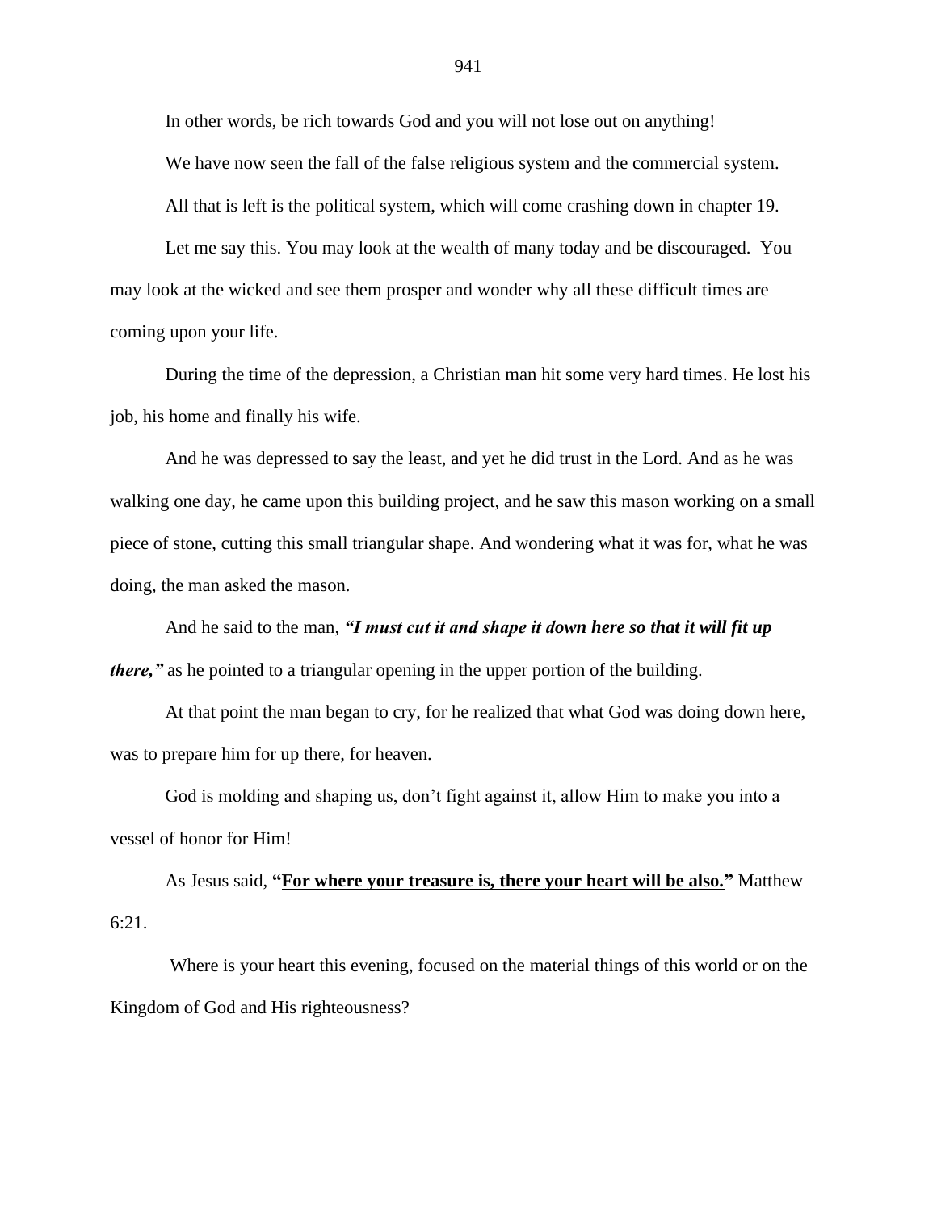In other words, be rich towards God and you will not lose out on anything!

We have now seen the fall of the false religious system and the commercial system.

All that is left is the political system, which will come crashing down in chapter 19.

Let me say this. You may look at the wealth of many today and be discouraged. You may look at the wicked and see them prosper and wonder why all these difficult times are coming upon your life.

During the time of the depression, a Christian man hit some very hard times. He lost his job, his home and finally his wife.

And he was depressed to say the least, and yet he did trust in the Lord. And as he was walking one day, he came upon this building project, and he saw this mason working on a small piece of stone, cutting this small triangular shape. And wondering what it was for, what he was doing, the man asked the mason.

And he said to the man, ***"I must cut it and shape it down here so that it will fit up there,"*** as he pointed to a triangular opening in the upper portion of the building.

At that point the man began to cry, for he realized that what God was doing down here, was to prepare him for up there, for heaven.

God is molding and shaping us, don't fight against it, allow Him to make you into a vessel of honor for Him!

As Jesus said, **"<u>For where your treasure is, there your heart will be also.</u>"** Matthew 6:21.

Where is your heart this evening, focused on the material things of this world or on the Kingdom of God and His righteousness?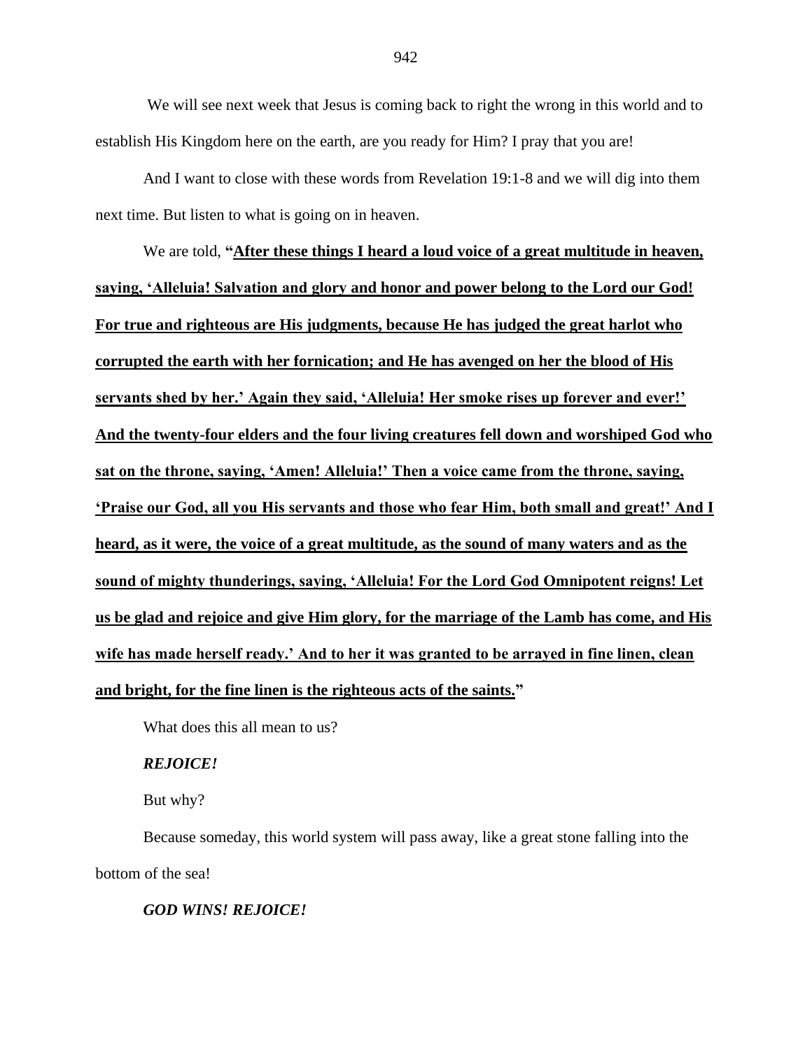We will see next week that Jesus is coming back to right the wrong in this world and to establish His Kingdom here on the earth, are you ready for Him? I pray that you are!

And I want to close with these words from Revelation 19:1-8 and we will dig into them next time. But listen to what is going on in heaven.

We are told, **"<u>After these things I heard a loud voice of a great multitude in heaven, saying, 'Alleluia! Salvation and glory and honor and power belong to the Lord our God! For true and righteous are His judgments, because He has judged the great harlot who corrupted the earth with her fornication; and He has avenged on her the blood of His servants shed by her.' Again they said, 'Alleluia! Her smoke rises up forever and ever!' And the twenty-four elders and the four living creatures fell down and worshiped God who sat on the throne, saying, 'Amen! Alleluia!' Then a voice came from the throne, saying, 'Praise our God, all you His servants and those who fear Him, both small and great!' And I heard, as it were, the voice of a great multitude, as the sound of many waters and as the sound of mighty thunderings, saying, 'Alleluia! For the Lord God Omnipotent reigns! Let us be glad and rejoice and give Him glory, for the marriage of the Lamb has come, and His wife has made herself ready.' And to her it was granted to be arrayed in fine linen, clean and bright, for the fine linen is the righteous acts of the saints.</u>"**

What does this all mean to us?

***REJOICE!***

But why?

Because someday, this world system will pass away, like a great stone falling into the bottom of the sea!

***GOD WINS! REJOICE!***